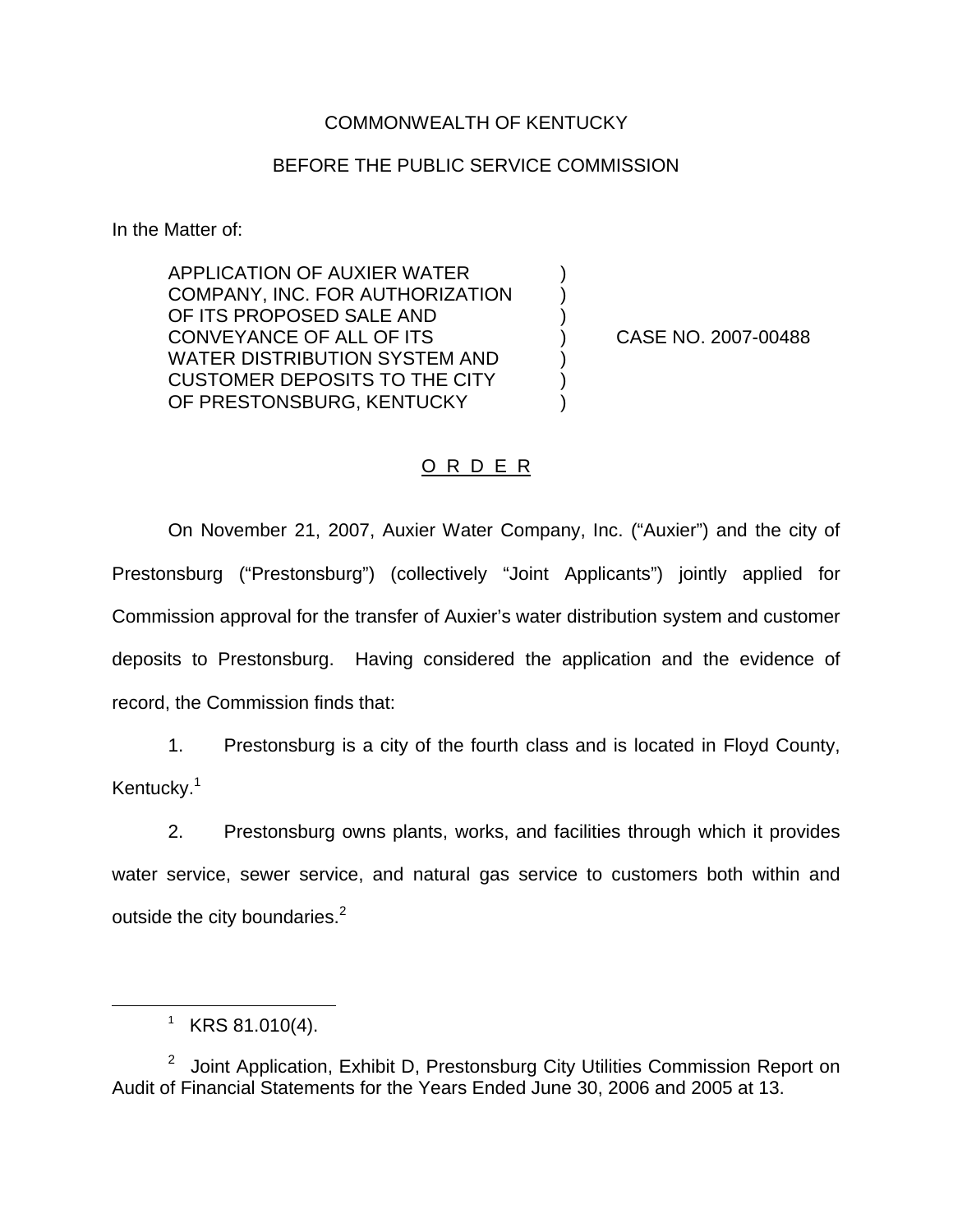COMMONWEALTH OF KENTUCKY

BEFORE THE PUBLIC SERVICE COMMISSION

In the Matter of:

| | | |
|---|---|---|
| APPLICATION OF AUXIER WATER COMPANY, INC. FOR AUTHORIZATION OF ITS PROPOSED SALE AND CONVEYANCE OF ALL OF ITS WATER DISTRIBUTION SYSTEM AND CUSTOMER DEPOSITS TO THE CITY OF PRESTONSBURG, KENTUCKY | ) | CASE NO. 2007-00488 |

# O R D E R

On November 21, 2007, Auxier Water Company, Inc. ("Auxier") and the city of Prestonsburg ("Prestonsburg") (collectively "Joint Applicants") jointly applied for Commission approval for the transfer of Auxier's water distribution system and customer deposits to Prestonsburg. Having considered the application and the evidence of record, the Commission finds that:

1. Prestonsburg is a city of the fourth class and is located in Floyd County, Kentucky.[1]

2. Prestonsburg owns plants, works, and facilities through which it provides water service, sewer service, and natural gas service to customers both within and outside the city boundaries.[2]

---

[1] KRS 81.010(4).

[2] Joint Application, Exhibit D, Prestonsburg City Utilities Commission Report on Audit of Financial Statements for the Years Ended June 30, 2006 and 2005 at 13.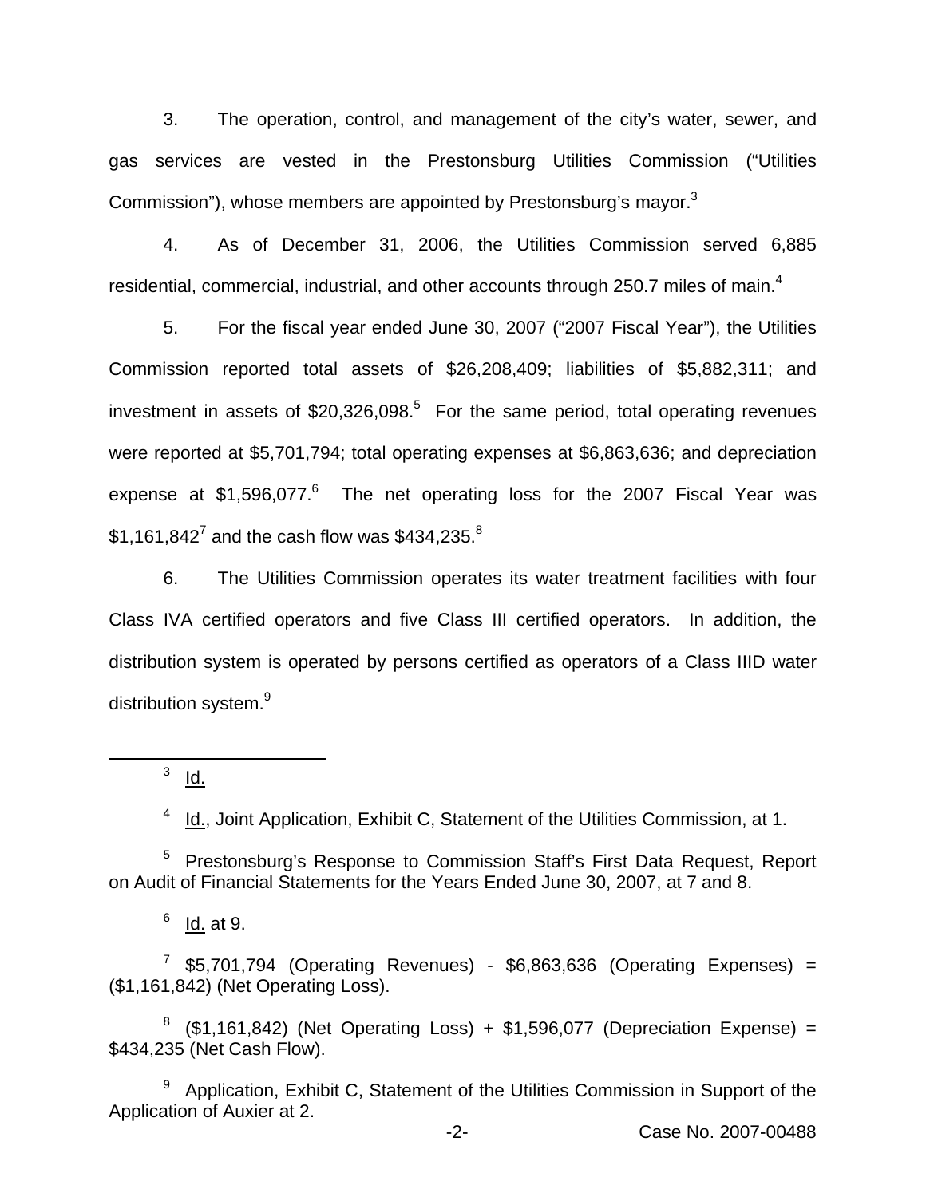3. The operation, control, and management of the city's water, sewer, and gas services are vested in the Prestonsburg Utilities Commission ("Utilities Commission"), whose members are appointed by Prestonsburg's mayor.[3]

4. As of December 31, 2006, the Utilities Commission served 6,885 residential, commercial, industrial, and other accounts through 250.7 miles of main.[4]

5. For the fiscal year ended June 30, 2007 ("2007 Fiscal Year"), the Utilities Commission reported total assets of $26,208,409; liabilities of $5,882,311; and investment in assets of $20,326,098.[5] For the same period, total operating revenues were reported at $5,701,794; total operating expenses at $6,863,636; and depreciation expense at $1,596,077.[6] The net operating loss for the 2007 Fiscal Year was $1,161,842[7] and the cash flow was $434,235.[8]

6. The Utilities Commission operates its water treatment facilities with four Class IVA certified operators and five Class III certified operators. In addition, the distribution system is operated by persons certified as operators of a Class IIID water distribution system.[9]

---

[3] Id.

[4] Id., Joint Application, Exhibit C, Statement of the Utilities Commission, at 1.

[5] Prestonsburg's Response to Commission Staff's First Data Request, Report on Audit of Financial Statements for the Years Ended June 30, 2007, at 7 and 8.

[6] Id. at 9.

[7] $5,701,794 (Operating Revenues) - $6,863,636 (Operating Expenses) = ($1,161,842) (Net Operating Loss).

[8] ($1,161,842) (Net Operating Loss) + $1,596,077 (Depreciation Expense) = $434,235 (Net Cash Flow).

[9] Application, Exhibit C, Statement of the Utilities Commission in Support of the Application of Auxier at 2.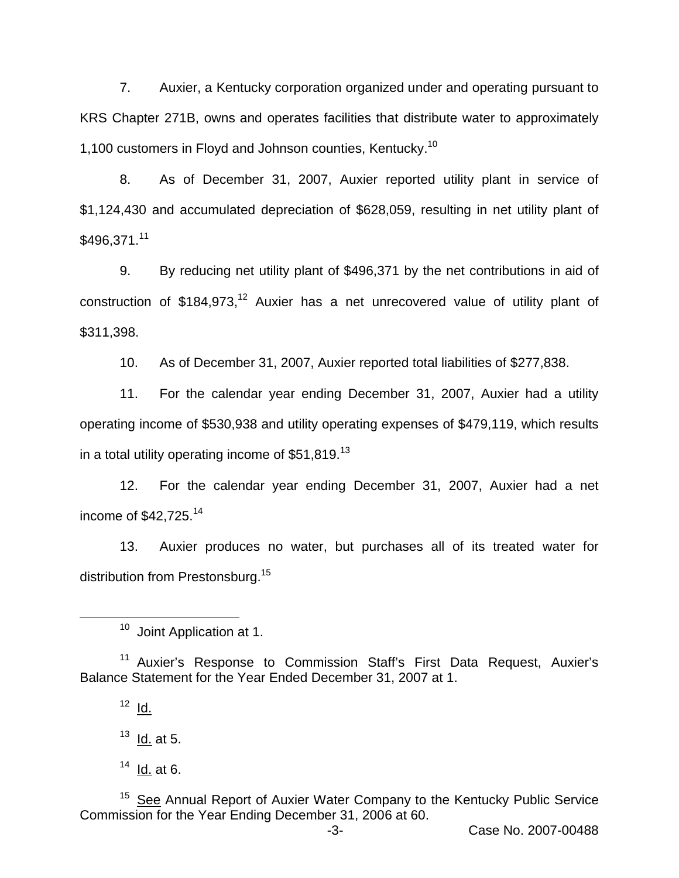7. Auxier, a Kentucky corporation organized under and operating pursuant to KRS Chapter 271B, owns and operates facilities that distribute water to approximately 1,100 customers in Floyd and Johnson counties, Kentucky.[10]

8. As of December 31, 2007, Auxier reported utility plant in service of $1,124,430 and accumulated depreciation of $628,059, resulting in net utility plant of $496,371.[11]

9. By reducing net utility plant of $496,371 by the net contributions in aid of construction of $184,973,[12] Auxier has a net unrecovered value of utility plant of $311,398.

10. As of December 31, 2007, Auxier reported total liabilities of $277,838.

11. For the calendar year ending December 31, 2007, Auxier had a utility operating income of $530,938 and utility operating expenses of $479,119, which results in a total utility operating income of $51,819.[13]

12. For the calendar year ending December 31, 2007, Auxier had a net income of $42,725.[14]

13. Auxier produces no water, but purchases all of its treated water for distribution from Prestonsburg.[15]

---

[10] Joint Application at 1.

[11] Auxier's Response to Commission Staff's First Data Request, Auxier's Balance Statement for the Year Ended December 31, 2007 at 1.

[12] Id.

[13] Id. at 5.

[14] Id. at 6.

[15] See Annual Report of Auxier Water Company to the Kentucky Public Service Commission for the Year Ending December 31, 2006 at 60.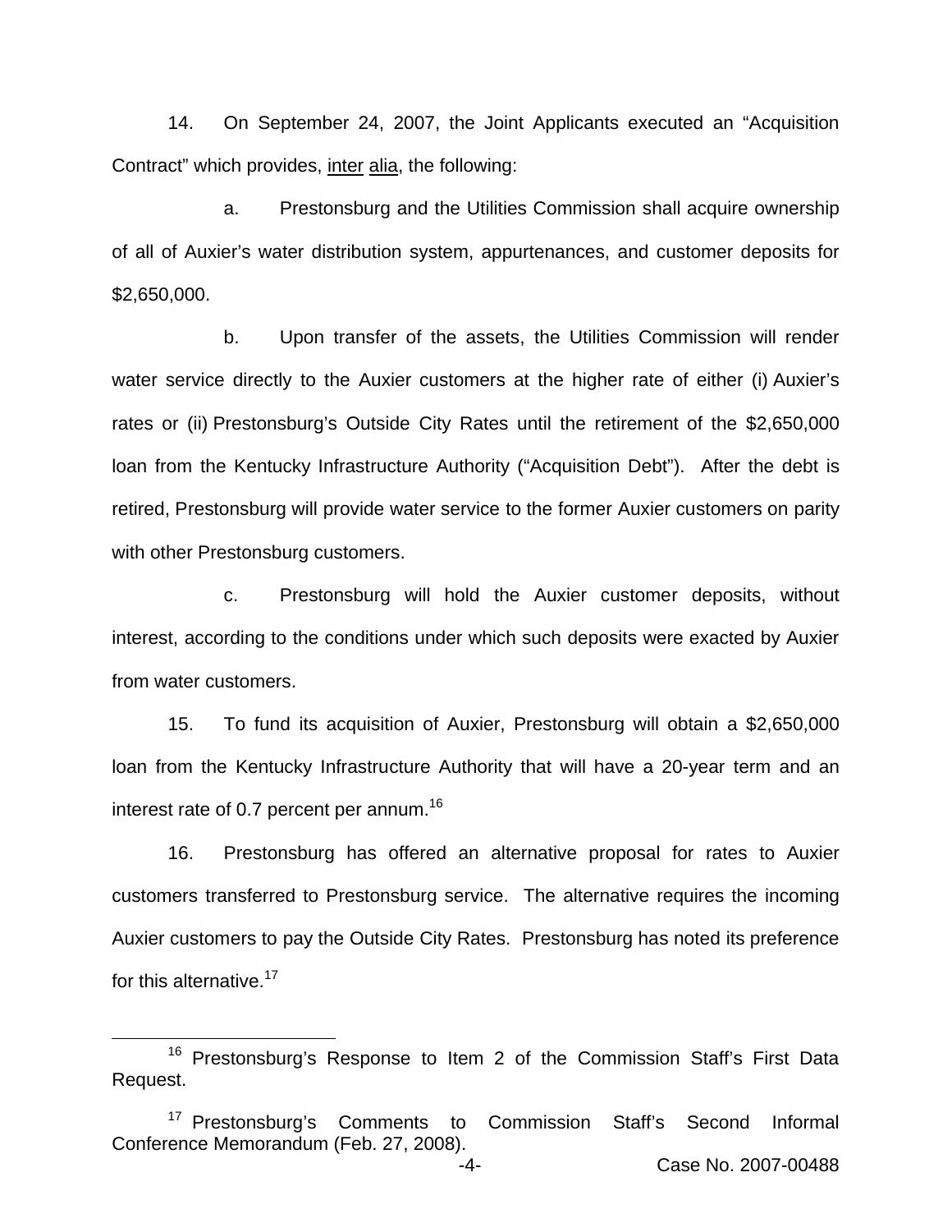14. On September 24, 2007, the Joint Applicants executed an "Acquisition Contract" which provides, inter alia, the following:

a. Prestonsburg and the Utilities Commission shall acquire ownership of all of Auxier's water distribution system, appurtenances, and customer deposits for $2,650,000.

b. Upon transfer of the assets, the Utilities Commission will render water service directly to the Auxier customers at the higher rate of either (i) Auxier's rates or (ii) Prestonsburg's Outside City Rates until the retirement of the $2,650,000 loan from the Kentucky Infrastructure Authority ("Acquisition Debt"). After the debt is retired, Prestonsburg will provide water service to the former Auxier customers on parity with other Prestonsburg customers.

c. Prestonsburg will hold the Auxier customer deposits, without interest, according to the conditions under which such deposits were exacted by Auxier from water customers.

15. To fund its acquisition of Auxier, Prestonsburg will obtain a $2,650,000 loan from the Kentucky Infrastructure Authority that will have a 20-year term and an interest rate of 0.7 percent per annum.[16]

16. Prestonsburg has offered an alternative proposal for rates to Auxier customers transferred to Prestonsburg service. The alternative requires the incoming Auxier customers to pay the Outside City Rates. Prestonsburg has noted its preference for this alternative.[17]

---

[16] Prestonsburg's Response to Item 2 of the Commission Staff's First Data Request.

[17] Prestonsburg's Comments to Commission Staff's Second Informal Conference Memorandum (Feb. 27, 2008).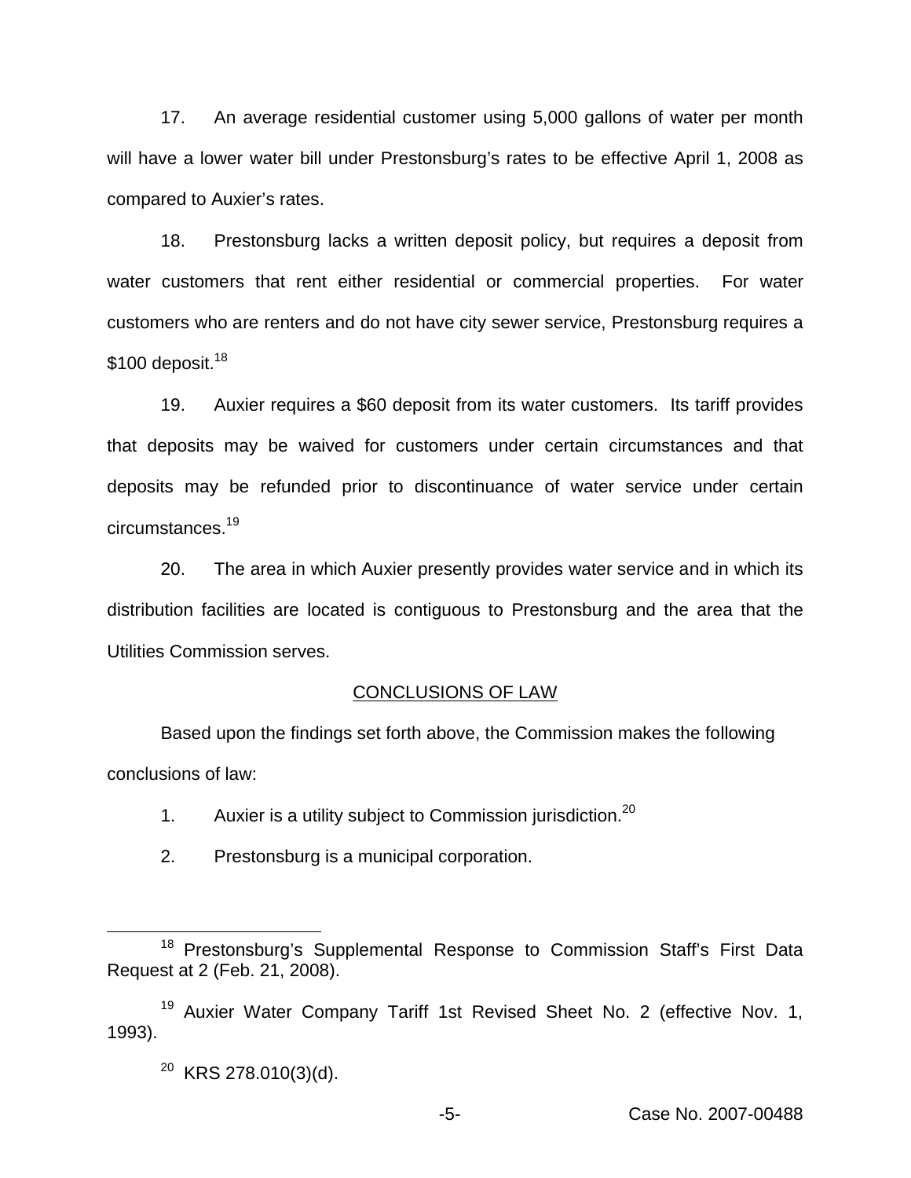17. An average residential customer using 5,000 gallons of water per month will have a lower water bill under Prestonsburg's rates to be effective April 1, 2008 as compared to Auxier's rates.

18. Prestonsburg lacks a written deposit policy, but requires a deposit from water customers that rent either residential or commercial properties. For water customers who are renters and do not have city sewer service, Prestonsburg requires a $100 deposit.[18]

19. Auxier requires a $60 deposit from its water customers. Its tariff provides that deposits may be waived for customers under certain circumstances and that deposits may be refunded prior to discontinuance of water service under certain circumstances.[19]

20. The area in which Auxier presently provides water service and in which its distribution facilities are located is contiguous to Prestonsburg and the area that the Utilities Commission serves.

## CONCLUSIONS OF LAW

Based upon the findings set forth above, the Commission makes the following conclusions of law:

1. Auxier is a utility subject to Commission jurisdiction.[20]

2. Prestonsburg is a municipal corporation.

---

[18] Prestonsburg's Supplemental Response to Commission Staff's First Data Request at 2 (Feb. 21, 2008).

[19] Auxier Water Company Tariff 1st Revised Sheet No. 2 (effective Nov. 1, 1993).

[20] KRS 278.010(3)(d).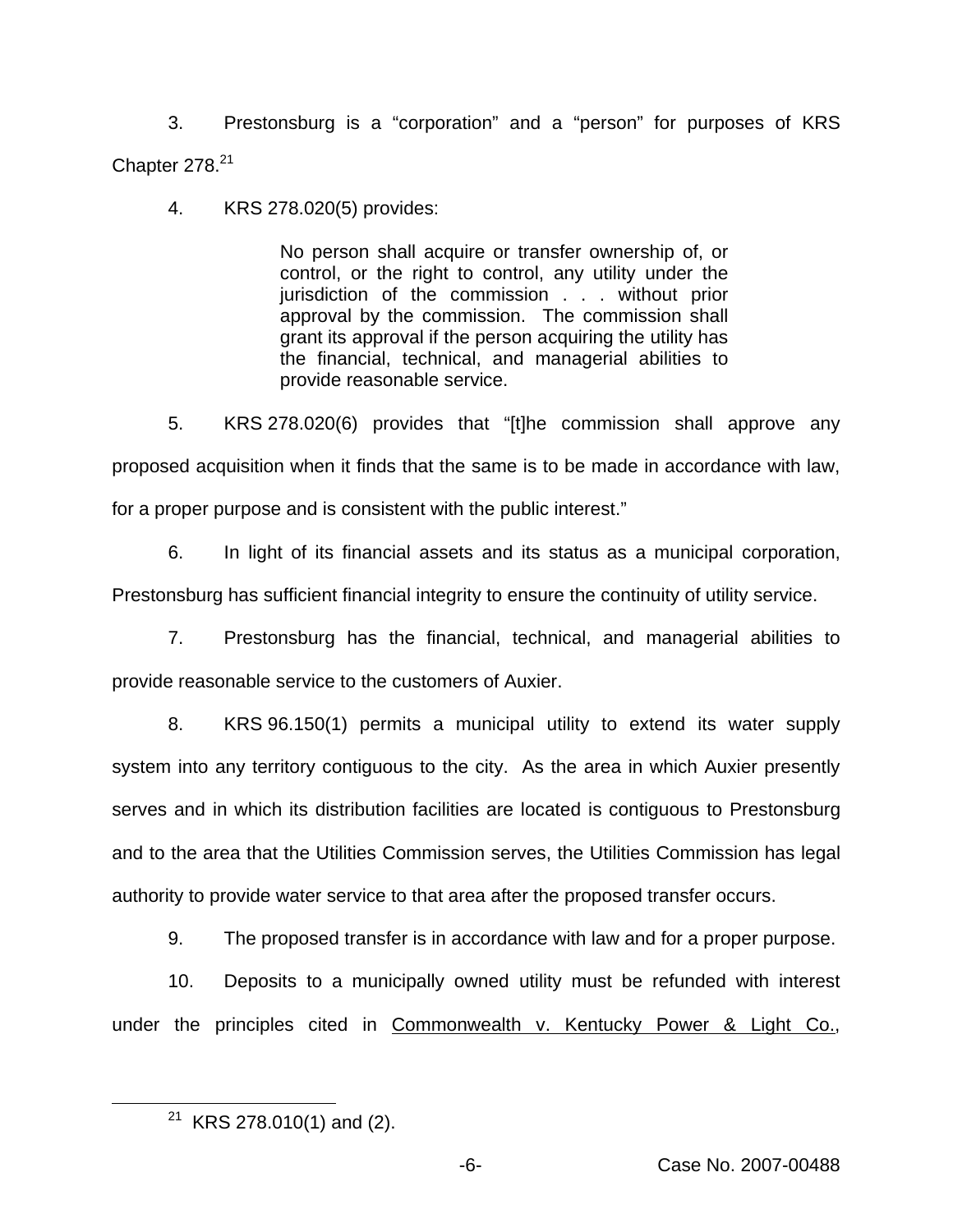3. Prestonsburg is a "corporation" and a "person" for purposes of KRS Chapter 278.[21]

4. KRS 278.020(5) provides:

> No person shall acquire or transfer ownership of, or control, or the right to control, any utility under the jurisdiction of the commission . . . without prior approval by the commission. The commission shall grant its approval if the person acquiring the utility has the financial, technical, and managerial abilities to provide reasonable service.

5. KRS 278.020(6) provides that "[t]he commission shall approve any proposed acquisition when it finds that the same is to be made in accordance with law, for a proper purpose and is consistent with the public interest."

6. In light of its financial assets and its status as a municipal corporation, Prestonsburg has sufficient financial integrity to ensure the continuity of utility service.

7. Prestonsburg has the financial, technical, and managerial abilities to provide reasonable service to the customers of Auxier.

8. KRS 96.150(1) permits a municipal utility to extend its water supply system into any territory contiguous to the city. As the area in which Auxier presently serves and in which its distribution facilities are located is contiguous to Prestonsburg and to the area that the Utilities Commission serves, the Utilities Commission has legal authority to provide water service to that area after the proposed transfer occurs.

9. The proposed transfer is in accordance with law and for a proper purpose.

10. Deposits to a municipally owned utility must be refunded with interest under the principles cited in <u>Commonwealth v. Kentucky Power & Light Co.</u>,

---

[21] KRS 278.010(1) and (2).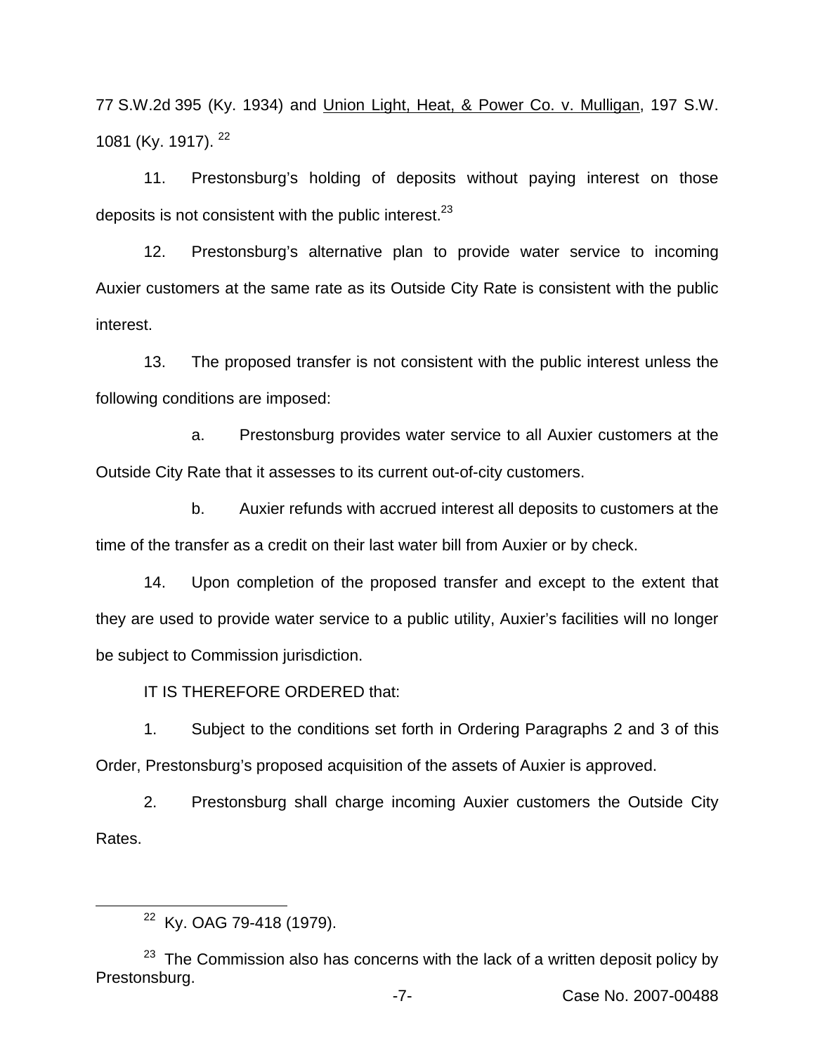77 S.W.2d 395 (Ky. 1934) and <u>Union Light, Heat, & Power Co. v. Mulligan</u>, 197 S.W. 1081 (Ky. 1917).[22]

11. Prestonsburg's holding of deposits without paying interest on those deposits is not consistent with the public interest.[23]

12. Prestonsburg's alternative plan to provide water service to incoming Auxier customers at the same rate as its Outside City Rate is consistent with the public interest.

13. The proposed transfer is not consistent with the public interest unless the following conditions are imposed:

a. Prestonsburg provides water service to all Auxier customers at the Outside City Rate that it assesses to its current out-of-city customers.

b. Auxier refunds with accrued interest all deposits to customers at the time of the transfer as a credit on their last water bill from Auxier or by check.

14. Upon completion of the proposed transfer and except to the extent that they are used to provide water service to a public utility, Auxier's facilities will no longer be subject to Commission jurisdiction.

IT IS THEREFORE ORDERED that:

1. Subject to the conditions set forth in Ordering Paragraphs 2 and 3 of this Order, Prestonsburg's proposed acquisition of the assets of Auxier is approved.

2. Prestonsburg shall charge incoming Auxier customers the Outside City Rates.

---

[22] Ky. OAG 79-418 (1979).

[23] The Commission also has concerns with the lack of a written deposit policy by Prestonsburg.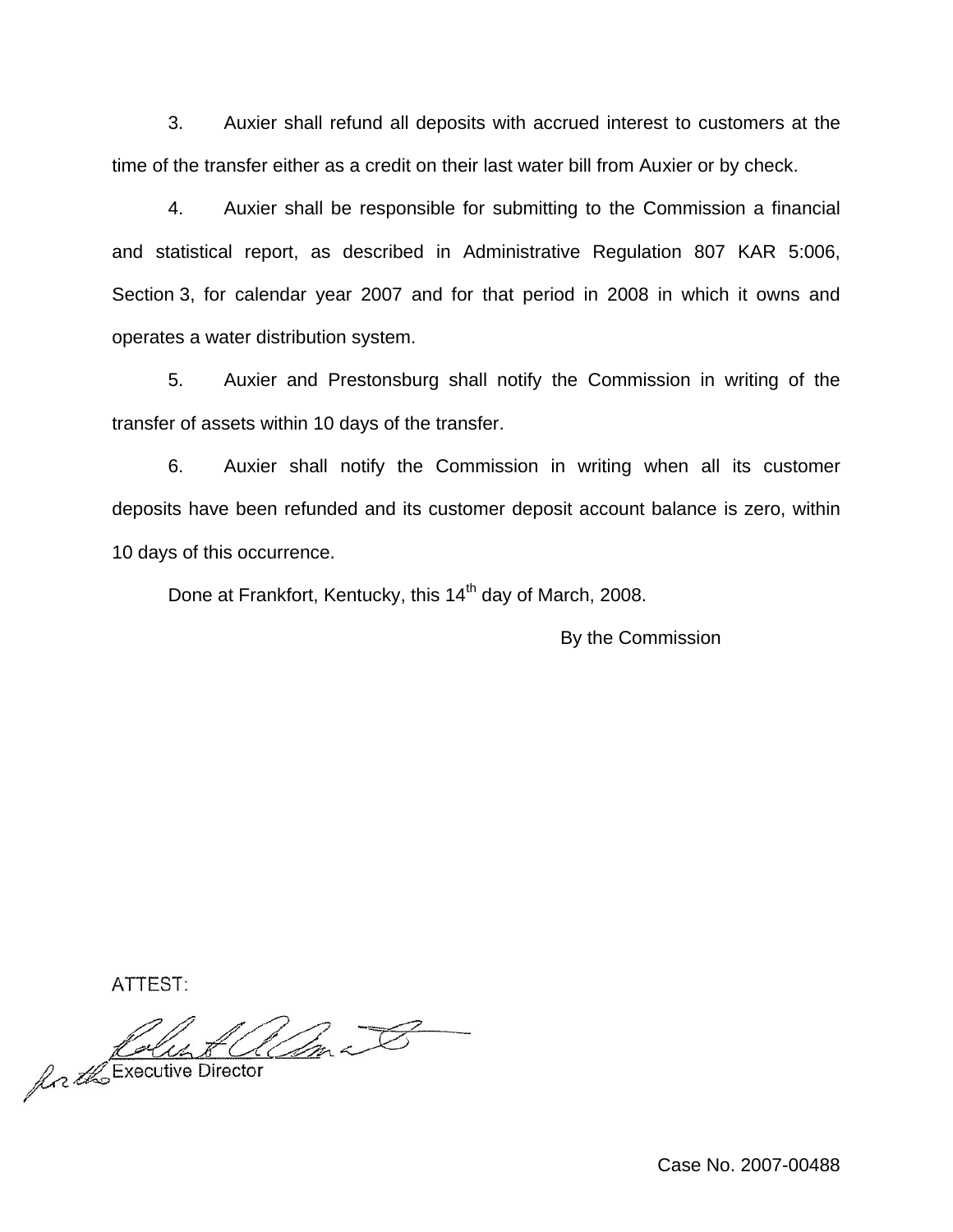3. Auxier shall refund all deposits with accrued interest to customers at the time of the transfer either as a credit on their last water bill from Auxier or by check.

4. Auxier shall be responsible for submitting to the Commission a financial and statistical report, as described in Administrative Regulation 807 KAR 5:006, Section 3, for calendar year 2007 and for that period in 2008 in which it owns and operates a water distribution system.

5. Auxier and Prestonsburg shall notify the Commission in writing of the transfer of assets within 10 days of the transfer.

6. Auxier shall notify the Commission in writing when all its customer deposits have been refunded and its customer deposit account balance is zero, within 10 days of this occurrence.

Done at Frankfort, Kentucky, this 14th day of March, 2008.

By the Commission

ATTEST:

for the Executive Director

Case No. 2007-00488